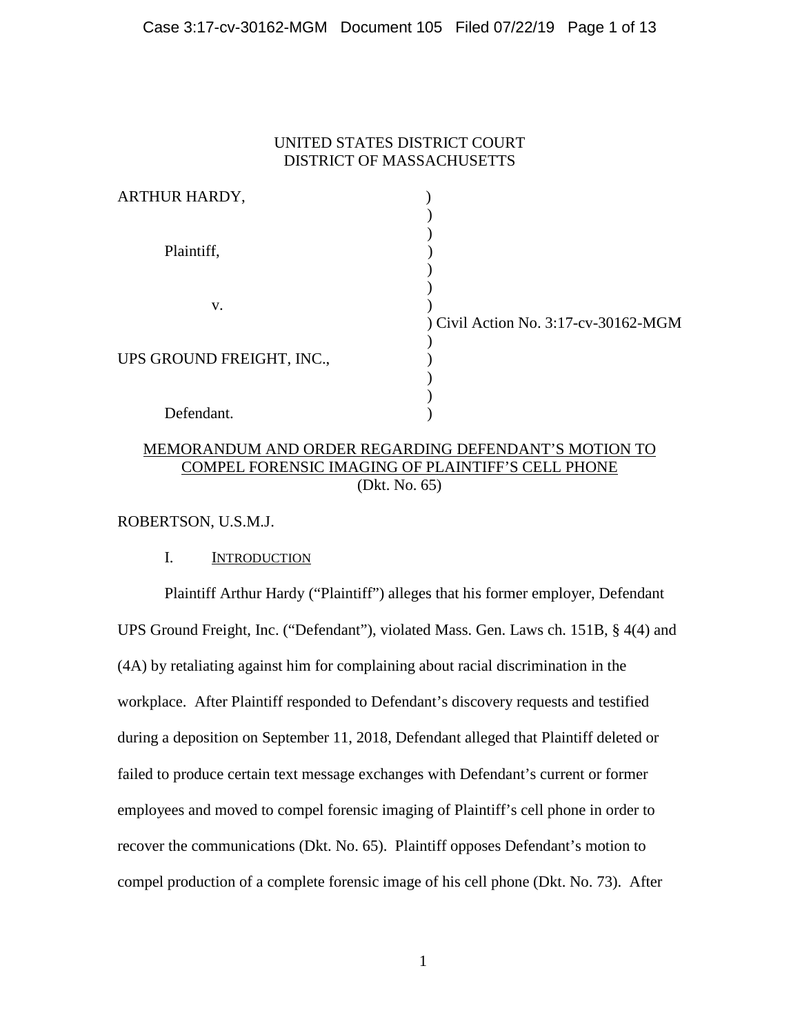UNITED STATES DISTRICT COURT
DISTRICT OF MASSACHUSETTS

| | |
|---|---|
| ARTHUR HARDY, | ) |
| | ) |
| Plaintiff, | ) |
| | ) |
| v. | ) Civil Action No. 3:17-cv-30162-MGM |
| | ) |
| UPS GROUND FREIGHT, INC., | ) |
| | ) |
| Defendant. | ) |

MEMORANDUM AND ORDER REGARDING DEFENDANT'S MOTION TO COMPEL FORENSIC IMAGING OF PLAINTIFF'S CELL PHONE
(Dkt. No. 65)

ROBERTSON, U.S.M.J.

## I. INTRODUCTION

Plaintiff Arthur Hardy ("Plaintiff") alleges that his former employer, Defendant UPS Ground Freight, Inc. ("Defendant"), violated Mass. Gen. Laws ch. 151B, § 4(4) and (4A) by retaliating against him for complaining about racial discrimination in the workplace. After Plaintiff responded to Defendant's discovery requests and testified during a deposition on September 11, 2018, Defendant alleged that Plaintiff deleted or failed to produce certain text message exchanges with Defendant's current or former employees and moved to compel forensic imaging of Plaintiff's cell phone in order to recover the communications (Dkt. No. 65). Plaintiff opposes Defendant's motion to compel production of a complete forensic image of his cell phone (Dkt. No. 73). After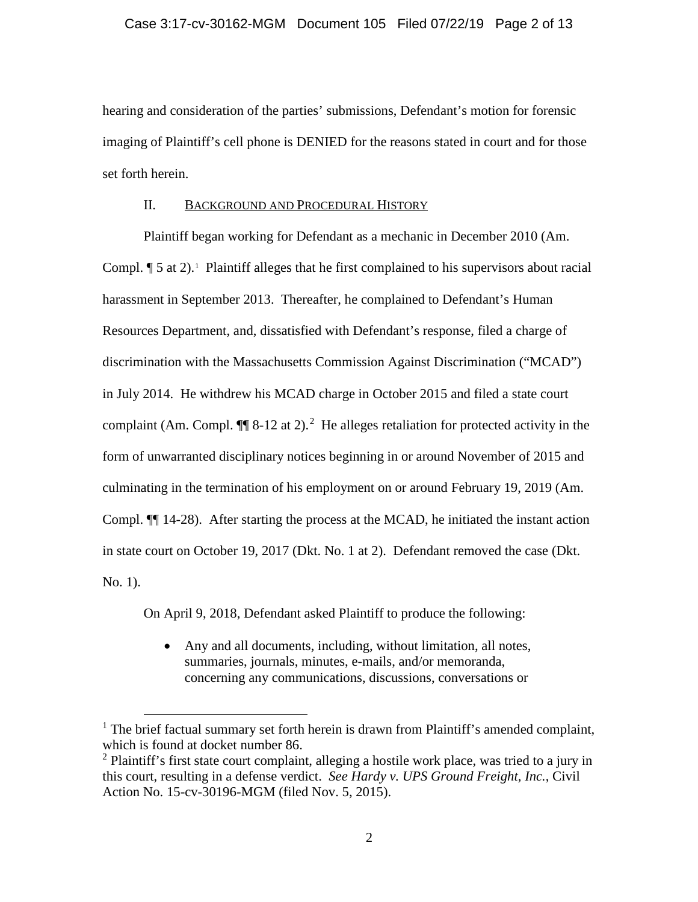hearing and consideration of the parties' submissions, Defendant's motion for forensic imaging of Plaintiff's cell phone is DENIED for the reasons stated in court and for those set forth herein.

## II. BACKGROUND AND PROCEDURAL HISTORY

Plaintiff began working for Defendant as a mechanic in December 2010 (Am. Compl. ¶ 5 at 2).[1] Plaintiff alleges that he first complained to his supervisors about racial harassment in September 2013. Thereafter, he complained to Defendant's Human Resources Department, and, dissatisfied with Defendant's response, filed a charge of discrimination with the Massachusetts Commission Against Discrimination ("MCAD") in July 2014. He withdrew his MCAD charge in October 2015 and filed a state court complaint (Am. Compl. ¶¶ 8-12 at 2).[2] He alleges retaliation for protected activity in the form of unwarranted disciplinary notices beginning in or around November of 2015 and culminating in the termination of his employment on or around February 19, 2019 (Am. Compl. ¶¶ 14-28). After starting the process at the MCAD, he initiated the instant action in state court on October 19, 2017 (Dkt. No. 1 at 2). Defendant removed the case (Dkt. No. 1).

On April 9, 2018, Defendant asked Plaintiff to produce the following:

- Any and all documents, including, without limitation, all notes, summaries, journals, minutes, e-mails, and/or memoranda, concerning any communications, discussions, conversations or

---

[1] The brief factual summary set forth herein is drawn from Plaintiff's amended complaint, which is found at docket number 86.

[2] Plaintiff's first state court complaint, alleging a hostile work place, was tried to a jury in this court, resulting in a defense verdict. *See Hardy v. UPS Ground Freight, Inc.*, Civil Action No. 15-cv-30196-MGM (filed Nov. 5, 2015).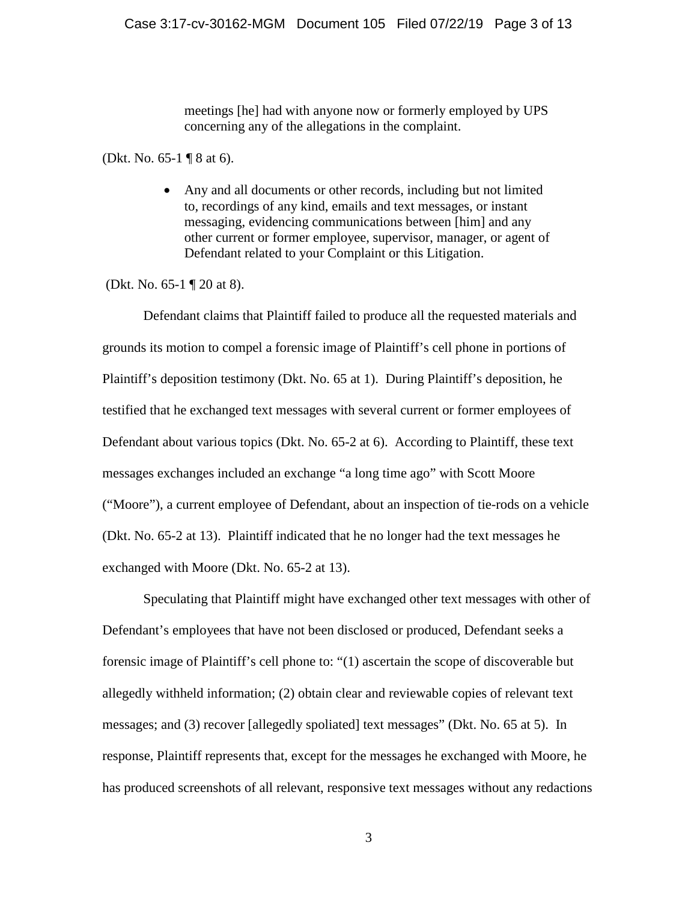> meetings [he] had with anyone now or formerly employed by UPS concerning any of the allegations in the complaint.

(Dkt. No. 65-1 ¶ 8 at 6).

> - Any and all documents or other records, including but not limited to, recordings of any kind, emails and text messages, or instant messaging, evidencing communications between [him] and any other current or former employee, supervisor, manager, or agent of Defendant related to your Complaint or this Litigation.

(Dkt. No. 65-1 ¶ 20 at 8).

Defendant claims that Plaintiff failed to produce all the requested materials and grounds its motion to compel a forensic image of Plaintiff's cell phone in portions of Plaintiff's deposition testimony (Dkt. No. 65 at 1). During Plaintiff's deposition, he testified that he exchanged text messages with several current or former employees of Defendant about various topics (Dkt. No. 65-2 at 6). According to Plaintiff, these text messages exchanges included an exchange "a long time ago" with Scott Moore ("Moore"), a current employee of Defendant, about an inspection of tie-rods on a vehicle (Dkt. No. 65-2 at 13). Plaintiff indicated that he no longer had the text messages he exchanged with Moore (Dkt. No. 65-2 at 13).

Speculating that Plaintiff might have exchanged other text messages with other of Defendant's employees that have not been disclosed or produced, Defendant seeks a forensic image of Plaintiff's cell phone to: "(1) ascertain the scope of discoverable but allegedly withheld information; (2) obtain clear and reviewable copies of relevant text messages; and (3) recover [allegedly spoliated] text messages" (Dkt. No. 65 at 5). In response, Plaintiff represents that, except for the messages he exchanged with Moore, he has produced screenshots of all relevant, responsive text messages without any redactions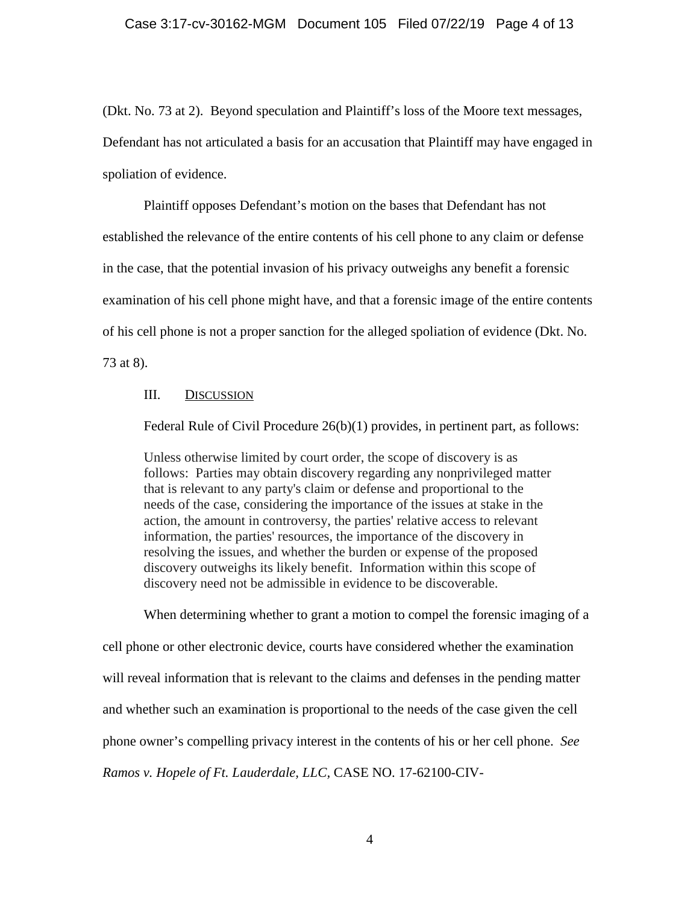(Dkt. No. 73 at 2). Beyond speculation and Plaintiff's loss of the Moore text messages, Defendant has not articulated a basis for an accusation that Plaintiff may have engaged in spoliation of evidence.

Plaintiff opposes Defendant's motion on the bases that Defendant has not established the relevance of the entire contents of his cell phone to any claim or defense in the case, that the potential invasion of his privacy outweighs any benefit a forensic examination of his cell phone might have, and that a forensic image of the entire contents of his cell phone is not a proper sanction for the alleged spoliation of evidence (Dkt. No. 73 at 8).

## III. Discussion

Federal Rule of Civil Procedure 26(b)(1) provides, in pertinent part, as follows:

> Unless otherwise limited by court order, the scope of discovery is as follows: Parties may obtain discovery regarding any nonprivileged matter that is relevant to any party's claim or defense and proportional to the needs of the case, considering the importance of the issues at stake in the action, the amount in controversy, the parties' relative access to relevant information, the parties' resources, the importance of the discovery in resolving the issues, and whether the burden or expense of the proposed discovery outweighs its likely benefit. Information within this scope of discovery need not be admissible in evidence to be discoverable.

When determining whether to grant a motion to compel the forensic imaging of a cell phone or other electronic device, courts have considered whether the examination will reveal information that is relevant to the claims and defenses in the pending matter and whether such an examination is proportional to the needs of the case given the cell phone owner's compelling privacy interest in the contents of his or her cell phone. *See Ramos v. Hopele of Ft. Lauderdale, LLC,* CASE NO. 17-62100-CIV-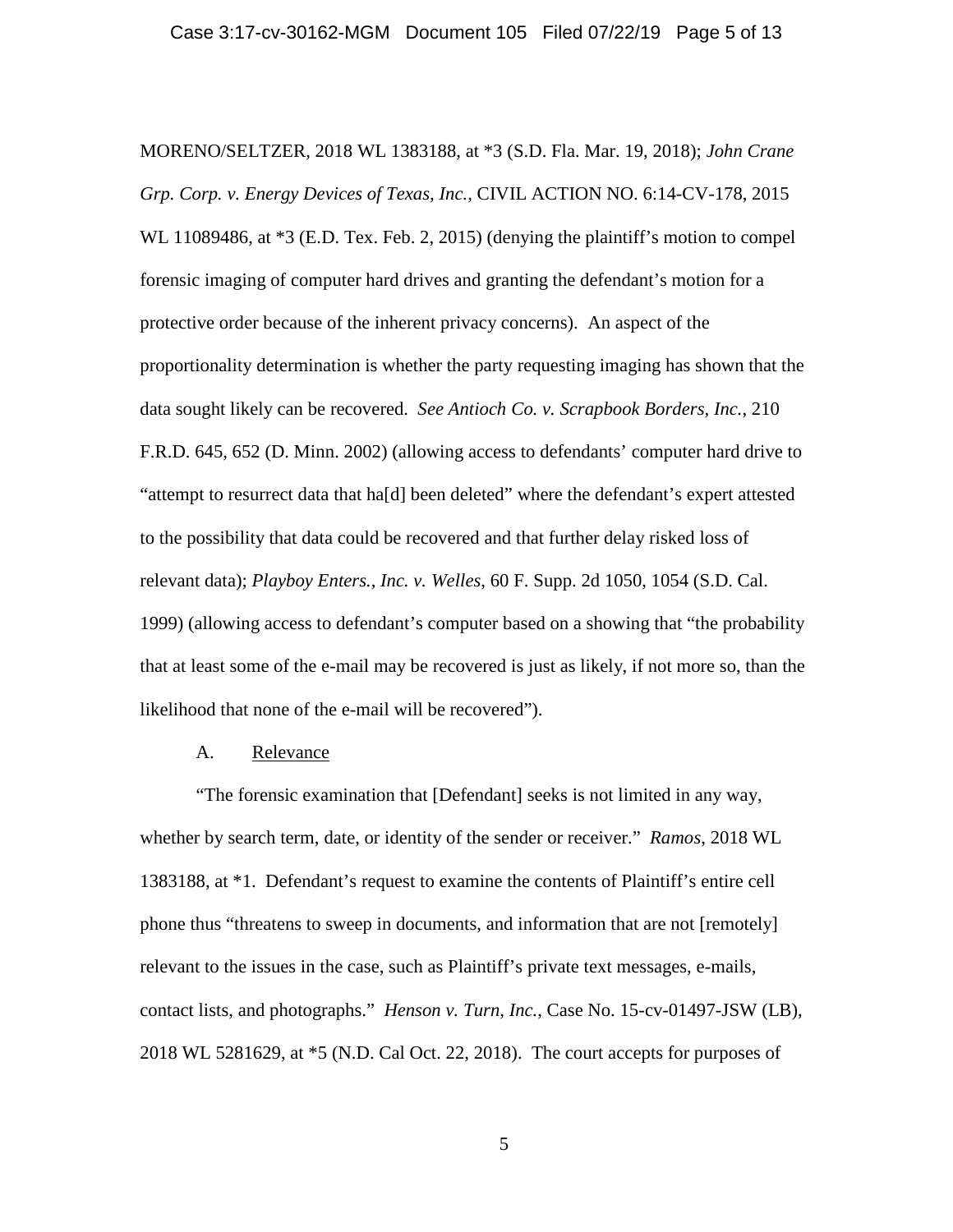MORENO/SELTZER, 2018 WL 1383188, at *3 (S.D. Fla. Mar. 19, 2018); *John Crane Grp. Corp. v. Energy Devices of Texas, Inc.*, CIVIL ACTION NO. 6:14-CV-178, 2015 WL 11089486, at *3 (E.D. Tex. Feb. 2, 2015) (denying the plaintiff's motion to compel forensic imaging of computer hard drives and granting the defendant's motion for a protective order because of the inherent privacy concerns). An aspect of the proportionality determination is whether the party requesting imaging has shown that the data sought likely can be recovered. *See Antioch Co. v. Scrapbook Borders, Inc.*, 210 F.R.D. 645, 652 (D. Minn. 2002) (allowing access to defendants' computer hard drive to "attempt to resurrect data that ha[d] been deleted" where the defendant's expert attested to the possibility that data could be recovered and that further delay risked loss of relevant data); *Playboy Enters., Inc. v. Welles*, 60 F. Supp. 2d 1050, 1054 (S.D. Cal. 1999) (allowing access to defendant's computer based on a showing that "the probability that at least some of the e-mail may be recovered is just as likely, if not more so, than the likelihood that none of the e-mail will be recovered").

A. Relevance

"The forensic examination that [Defendant] seeks is not limited in any way, whether by search term, date, or identity of the sender or receiver." *Ramos*, 2018 WL 1383188, at *1. Defendant's request to examine the contents of Plaintiff's entire cell phone thus "threatens to sweep in documents, and information that are not [remotely] relevant to the issues in the case, such as Plaintiff's private text messages, e-mails, contact lists, and photographs." *Henson v. Turn, Inc.*, Case No. 15-cv-01497-JSW (LB), 2018 WL 5281629, at *5 (N.D. Cal Oct. 22, 2018). The court accepts for purposes of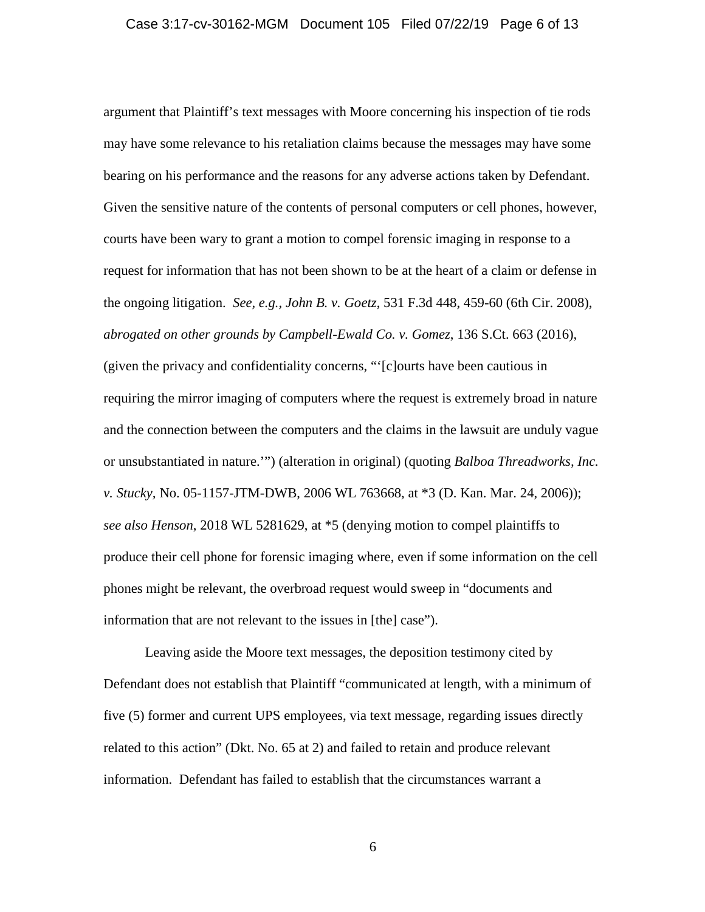argument that Plaintiff's text messages with Moore concerning his inspection of tie rods may have some relevance to his retaliation claims because the messages may have some bearing on his performance and the reasons for any adverse actions taken by Defendant. Given the sensitive nature of the contents of personal computers or cell phones, however, courts have been wary to grant a motion to compel forensic imaging in response to a request for information that has not been shown to be at the heart of a claim or defense in the ongoing litigation. *See, e.g.*, *John B. v. Goetz*, 531 F.3d 448, 459-60 (6th Cir. 2008), *abrogated on other grounds by Campbell-Ewald Co. v. Gomez*, 136 S.Ct. 663 (2016), (given the privacy and confidentiality concerns, "'[c]ourts have been cautious in requiring the mirror imaging of computers where the request is extremely broad in nature and the connection between the computers and the claims in the lawsuit are unduly vague or unsubstantiated in nature.'") (alteration in original) (quoting *Balboa Threadworks, Inc. v. Stucky*, No. 05-1157-JTM-DWB, 2006 WL 763668, at *3 (D. Kan. Mar. 24, 2006)); *see also Henson*, 2018 WL 5281629, at *5 (denying motion to compel plaintiffs to produce their cell phone for forensic imaging where, even if some information on the cell phones might be relevant, the overbroad request would sweep in "documents and information that are not relevant to the issues in [the] case").

Leaving aside the Moore text messages, the deposition testimony cited by Defendant does not establish that Plaintiff "communicated at length, with a minimum of five (5) former and current UPS employees, via text message, regarding issues directly related to this action" (Dkt. No. 65 at 2) and failed to retain and produce relevant information. Defendant has failed to establish that the circumstances warrant a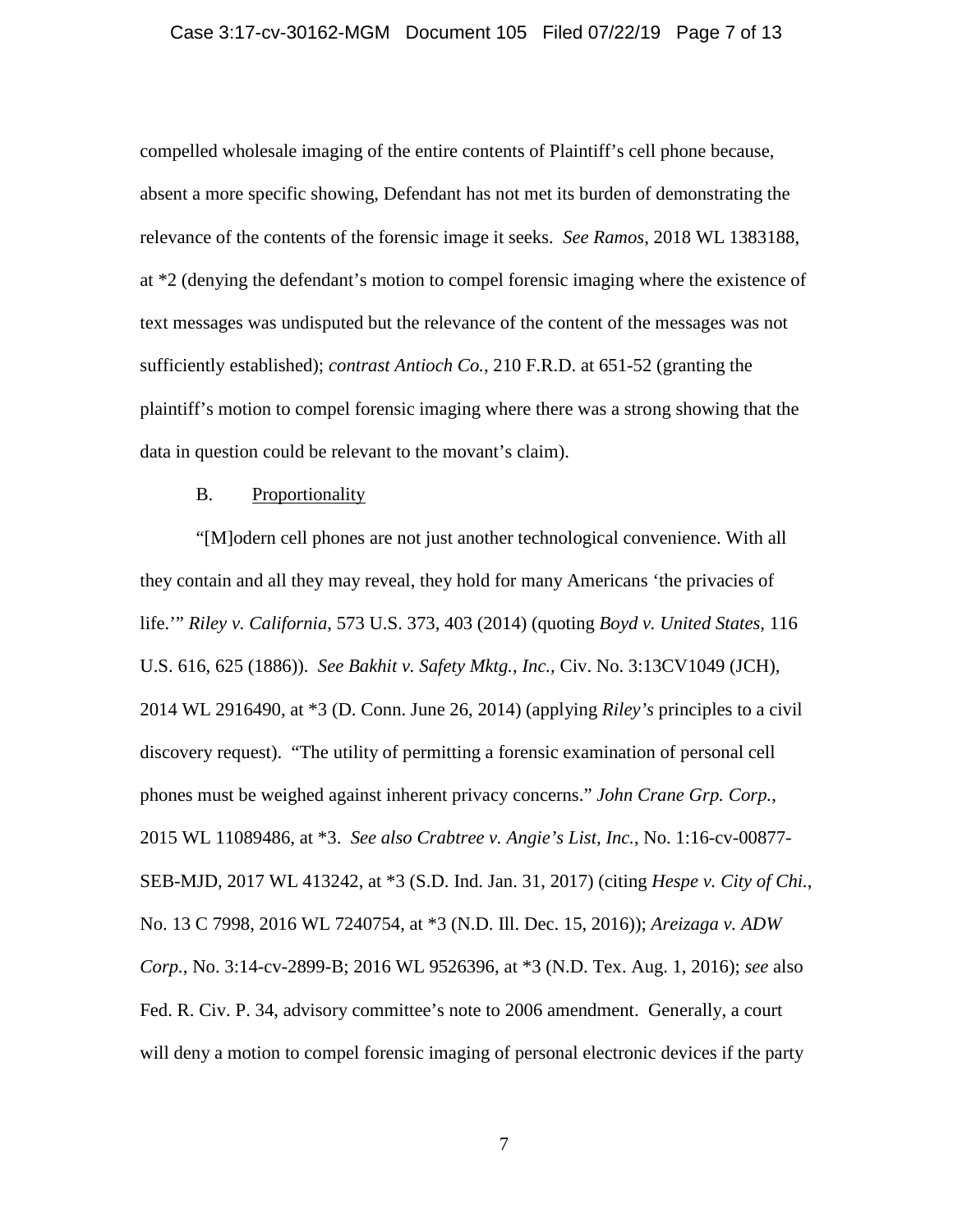compelled wholesale imaging of the entire contents of Plaintiff's cell phone because, absent a more specific showing, Defendant has not met its burden of demonstrating the relevance of the contents of the forensic image it seeks. *See Ramos*, 2018 WL 1383188, at *2 (denying the defendant's motion to compel forensic imaging where the existence of text messages was undisputed but the relevance of the content of the messages was not sufficiently established); *contrast Antioch Co.*, 210 F.R.D. at 651-52 (granting the plaintiff's motion to compel forensic imaging where there was a strong showing that the data in question could be relevant to the movant's claim).

B. Proportionality

"[M]odern cell phones are not just another technological convenience. With all they contain and all they may reveal, they hold for many Americans 'the privacies of life.'" *Riley v. California*, 573 U.S. 373, 403 (2014) (quoting *Boyd v. United States*, 116 U.S. 616, 625 (1886)). *See Bakhit v. Safety Mktg., Inc.*, Civ. No. 3:13CV1049 (JCH), 2014 WL 2916490, at *3 (D. Conn. June 26, 2014) (applying *Riley's* principles to a civil discovery request). "The utility of permitting a forensic examination of personal cell phones must be weighed against inherent privacy concerns." *John Crane Grp. Corp.*, 2015 WL 11089486, at *3. *See also Crabtree v. Angie's List, Inc.*, No. 1:16-cv-00877-SEB-MJD, 2017 WL 413242, at *3 (S.D. Ind. Jan. 31, 2017) (citing *Hespe v. City of Chi.*, No. 13 C 7998, 2016 WL 7240754, at *3 (N.D. Ill. Dec. 15, 2016)); *Areizaga v. ADW Corp.*, No. 3:14-cv-2899-B; 2016 WL 9526396, at *3 (N.D. Tex. Aug. 1, 2016); *see* also Fed. R. Civ. P. 34, advisory committee's note to 2006 amendment. Generally, a court will deny a motion to compel forensic imaging of personal electronic devices if the party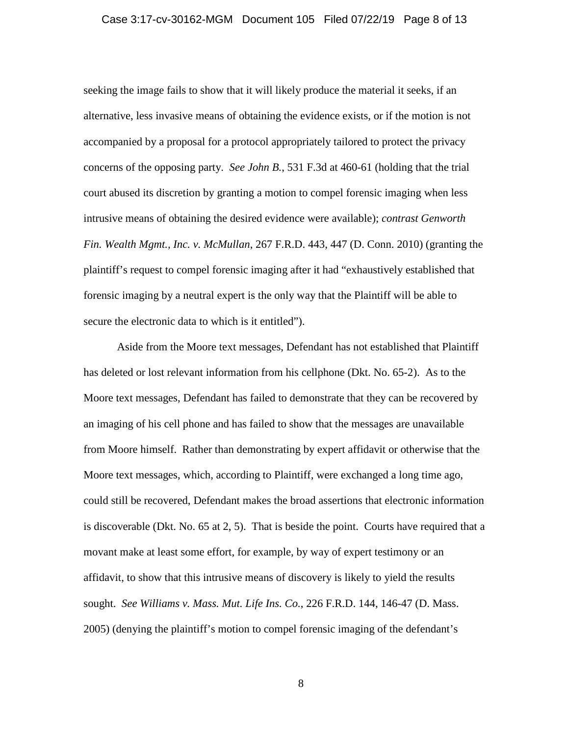seeking the image fails to show that it will likely produce the material it seeks, if an alternative, less invasive means of obtaining the evidence exists, or if the motion is not accompanied by a proposal for a protocol appropriately tailored to protect the privacy concerns of the opposing party. *See John B.*, 531 F.3d at 460-61 (holding that the trial court abused its discretion by granting a motion to compel forensic imaging when less intrusive means of obtaining the desired evidence were available); *contrast Genworth Fin. Wealth Mgmt., Inc. v. McMullan*, 267 F.R.D. 443, 447 (D. Conn. 2010) (granting the plaintiff's request to compel forensic imaging after it had "exhaustively established that forensic imaging by a neutral expert is the only way that the Plaintiff will be able to secure the electronic data to which is it entitled").

Aside from the Moore text messages, Defendant has not established that Plaintiff has deleted or lost relevant information from his cellphone (Dkt. No. 65-2). As to the Moore text messages, Defendant has failed to demonstrate that they can be recovered by an imaging of his cell phone and has failed to show that the messages are unavailable from Moore himself. Rather than demonstrating by expert affidavit or otherwise that the Moore text messages, which, according to Plaintiff, were exchanged a long time ago, could still be recovered, Defendant makes the broad assertions that electronic information is discoverable (Dkt. No. 65 at 2, 5). That is beside the point. Courts have required that a movant make at least some effort, for example, by way of expert testimony or an affidavit, to show that this intrusive means of discovery is likely to yield the results sought. *See Williams v. Mass. Mut. Life Ins. Co.*, 226 F.R.D. 144, 146-47 (D. Mass. 2005) (denying the plaintiff's motion to compel forensic imaging of the defendant's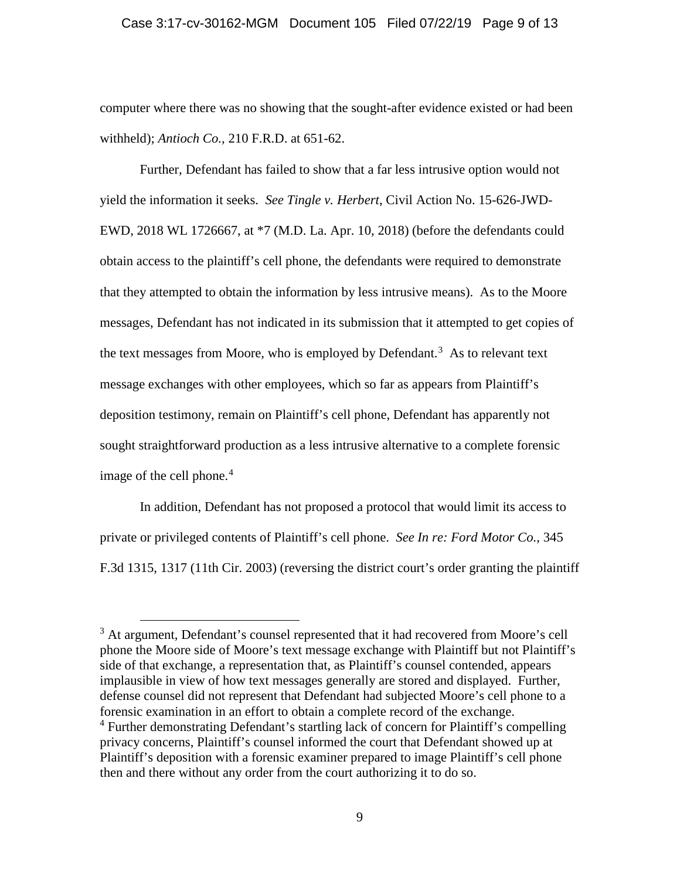computer where there was no showing that the sought-after evidence existed or had been withheld); *Antioch Co.*, 210 F.R.D. at 651-62.

Further, Defendant has failed to show that a far less intrusive option would not yield the information it seeks. *See Tingle v. Herbert*, Civil Action No. 15-626-JWD-EWD, 2018 WL 1726667, at *7 (M.D. La. Apr. 10, 2018) (before the defendants could obtain access to the plaintiff's cell phone, the defendants were required to demonstrate that they attempted to obtain the information by less intrusive means). As to the Moore messages, Defendant has not indicated in its submission that it attempted to get copies of the text messages from Moore, who is employed by Defendant.[3] As to relevant text message exchanges with other employees, which so far as appears from Plaintiff's deposition testimony, remain on Plaintiff's cell phone, Defendant has apparently not sought straightforward production as a less intrusive alternative to a complete forensic image of the cell phone.[4]

In addition, Defendant has not proposed a protocol that would limit its access to private or privileged contents of Plaintiff's cell phone. *See In re: Ford Motor Co.*, 345 F.3d 1315, 1317 (11th Cir. 2003) (reversing the district court's order granting the plaintiff

---

[3] At argument, Defendant's counsel represented that it had recovered from Moore's cell phone the Moore side of Moore's text message exchange with Plaintiff but not Plaintiff's side of that exchange, a representation that, as Plaintiff's counsel contended, appears implausible in view of how text messages generally are stored and displayed. Further, defense counsel did not represent that Defendant had subjected Moore's cell phone to a forensic examination in an effort to obtain a complete record of the exchange.

[4] Further demonstrating Defendant's startling lack of concern for Plaintiff's compelling privacy concerns, Plaintiff's counsel informed the court that Defendant showed up at Plaintiff's deposition with a forensic examiner prepared to image Plaintiff's cell phone then and there without any order from the court authorizing it to do so.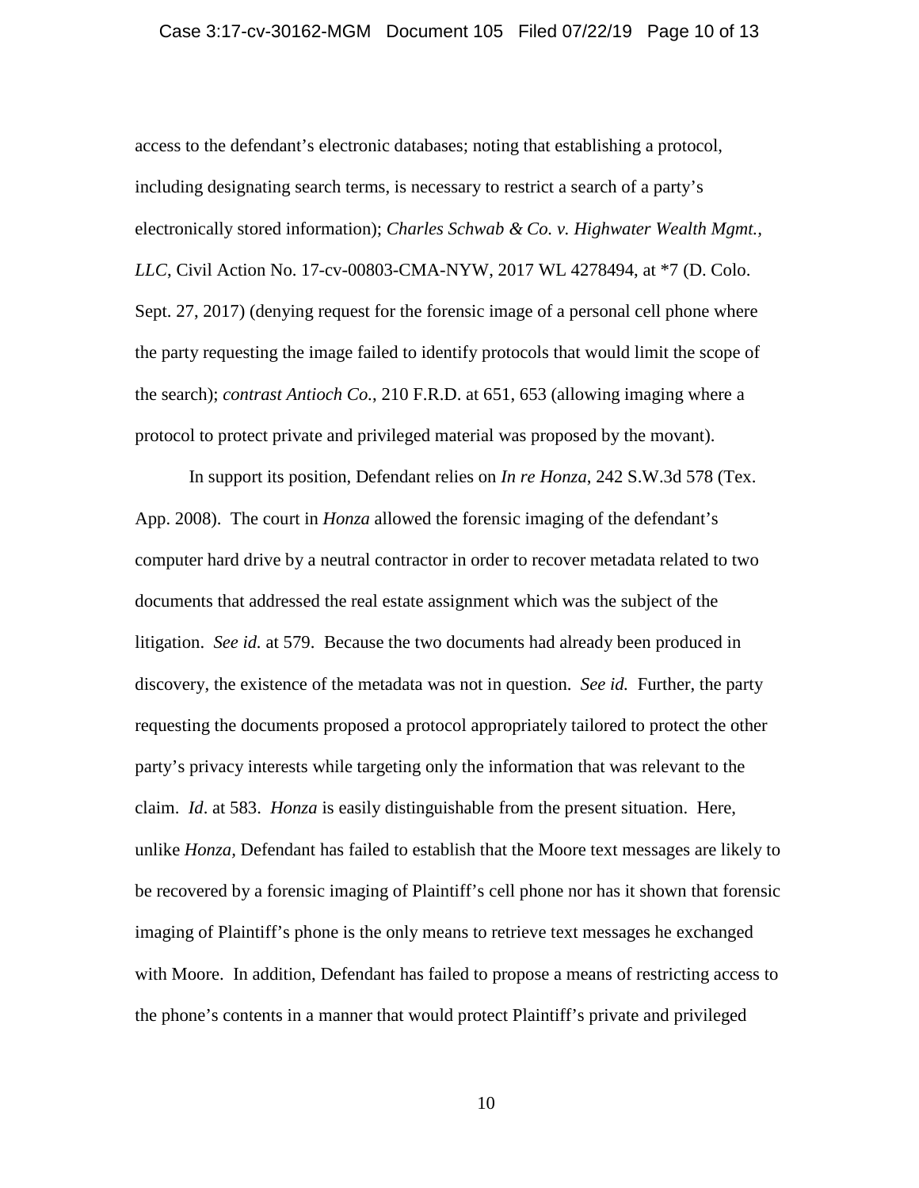access to the defendant's electronic databases; noting that establishing a protocol, including designating search terms, is necessary to restrict a search of a party's electronically stored information); *Charles Schwab & Co. v. Highwater Wealth Mgmt., LLC*, Civil Action No. 17-cv-00803-CMA-NYW, 2017 WL 4278494, at *7 (D. Colo. Sept. 27, 2017) (denying request for the forensic image of a personal cell phone where the party requesting the image failed to identify protocols that would limit the scope of the search); *contrast Antioch Co.*, 210 F.R.D. at 651, 653 (allowing imaging where a protocol to protect private and privileged material was proposed by the movant).

In support its position, Defendant relies on *In re Honza*, 242 S.W.3d 578 (Tex. App. 2008). The court in *Honza* allowed the forensic imaging of the defendant's computer hard drive by a neutral contractor in order to recover metadata related to two documents that addressed the real estate assignment which was the subject of the litigation. *See id.* at 579. Because the two documents had already been produced in discovery, the existence of the metadata was not in question. *See id.* Further, the party requesting the documents proposed a protocol appropriately tailored to protect the other party's privacy interests while targeting only the information that was relevant to the claim. *Id*. at 583. *Honza* is easily distinguishable from the present situation. Here, unlike *Honza*, Defendant has failed to establish that the Moore text messages are likely to be recovered by a forensic imaging of Plaintiff's cell phone nor has it shown that forensic imaging of Plaintiff's phone is the only means to retrieve text messages he exchanged with Moore. In addition, Defendant has failed to propose a means of restricting access to the phone's contents in a manner that would protect Plaintiff's private and privileged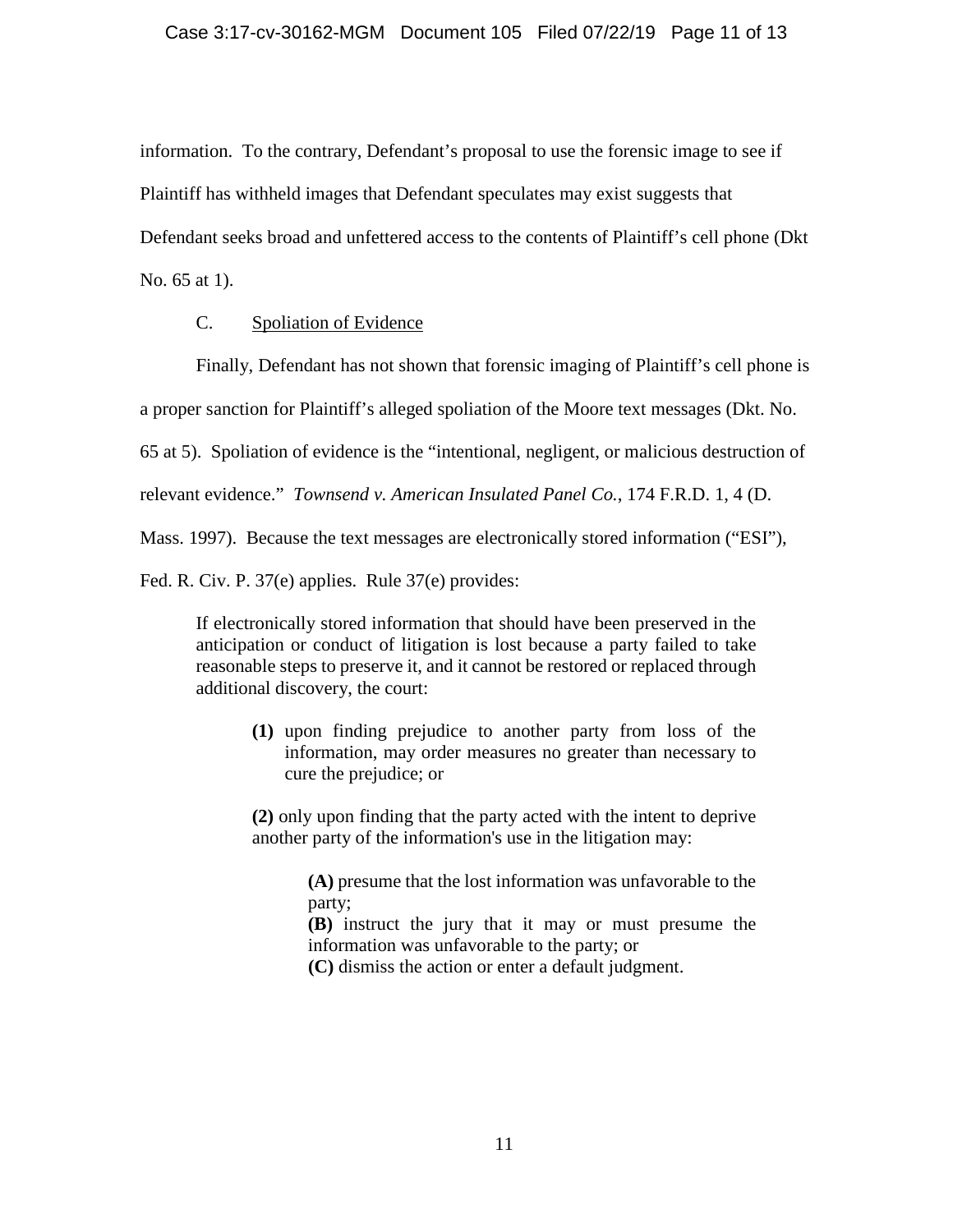information. To the contrary, Defendant's proposal to use the forensic image to see if Plaintiff has withheld images that Defendant speculates may exist suggests that Defendant seeks broad and unfettered access to the contents of Plaintiff's cell phone (Dkt No. 65 at 1).

C. Spoliation of Evidence

Finally, Defendant has not shown that forensic imaging of Plaintiff's cell phone is a proper sanction for Plaintiff's alleged spoliation of the Moore text messages (Dkt. No. 65 at 5). Spoliation of evidence is the "intentional, negligent, or malicious destruction of relevant evidence." *Townsend v. American Insulated Panel Co.*, 174 F.R.D. 1, 4 (D. Mass. 1997). Because the text messages are electronically stored information ("ESI"), Fed. R. Civ. P. 37(e) applies. Rule 37(e) provides:

> If electronically stored information that should have been preserved in the anticipation or conduct of litigation is lost because a party failed to take reasonable steps to preserve it, and it cannot be restored or replaced through additional discovery, the court:
>
> > **(1)** upon finding prejudice to another party from loss of the information, may order measures no greater than necessary to cure the prejudice; or
> >
> > **(2)** only upon finding that the party acted with the intent to deprive another party of the information's use in the litigation may:
> >
> > > **(A)** presume that the lost information was unfavorable to the party;
> > > **(B)** instruct the jury that it may or must presume the information was unfavorable to the party; or
> > > **(C)** dismiss the action or enter a default judgment.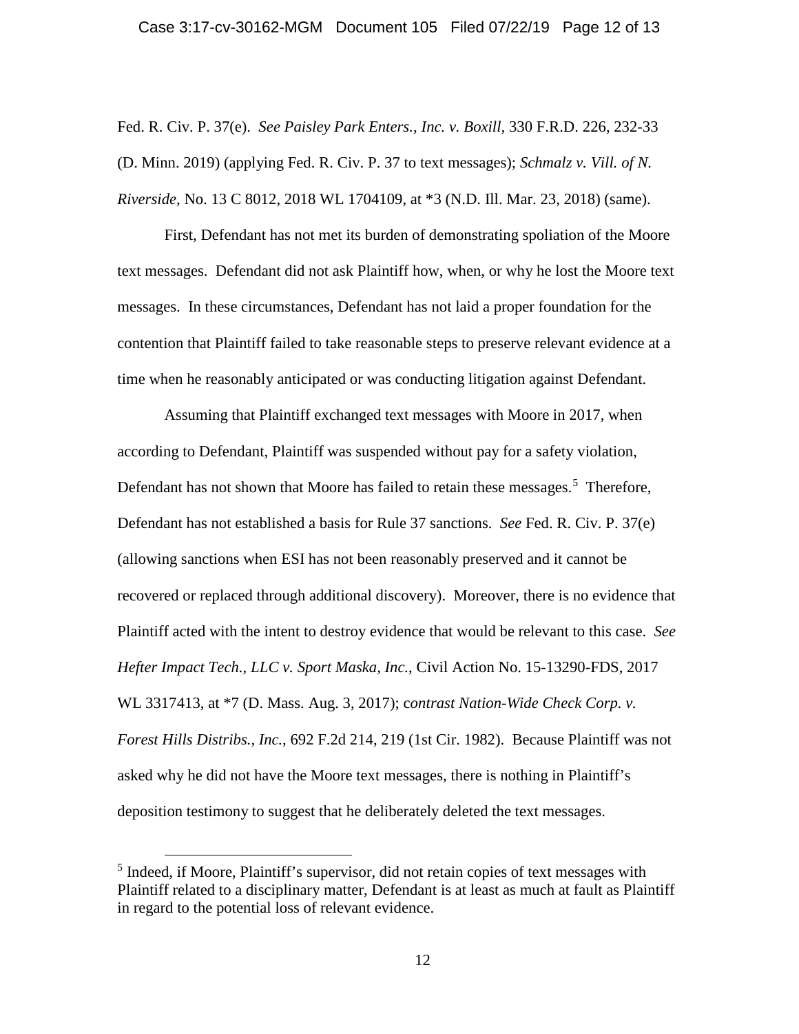Fed. R. Civ. P. 37(e). *See Paisley Park Enters., Inc. v. Boxill*, 330 F.R.D. 226, 232-33 (D. Minn. 2019) (applying Fed. R. Civ. P. 37 to text messages); *Schmalz v. Vill. of N. Riverside,* No. 13 C 8012, 2018 WL 1704109, at *3 (N.D. Ill. Mar. 23, 2018) (same).

First, Defendant has not met its burden of demonstrating spoliation of the Moore text messages. Defendant did not ask Plaintiff how, when, or why he lost the Moore text messages. In these circumstances, Defendant has not laid a proper foundation for the contention that Plaintiff failed to take reasonable steps to preserve relevant evidence at a time when he reasonably anticipated or was conducting litigation against Defendant.

Assuming that Plaintiff exchanged text messages with Moore in 2017, when according to Defendant, Plaintiff was suspended without pay for a safety violation, Defendant has not shown that Moore has failed to retain these messages.[5] Therefore, Defendant has not established a basis for Rule 37 sanctions. *See* Fed. R. Civ. P. 37(e) (allowing sanctions when ESI has not been reasonably preserved and it cannot be recovered or replaced through additional discovery). Moreover, there is no evidence that Plaintiff acted with the intent to destroy evidence that would be relevant to this case. *See Hefter Impact Tech., LLC v. Sport Maska, Inc.*, Civil Action No. 15-13290-FDS, 2017 WL 3317413, at *7 (D. Mass. Aug. 3, 2017); c*ontrast Nation-Wide Check Corp. v. Forest Hills Distribs., Inc.*, 692 F.2d 214, 219 (1st Cir. 1982). Because Plaintiff was not asked why he did not have the Moore text messages, there is nothing in Plaintiff's deposition testimony to suggest that he deliberately deleted the text messages.

[5] Indeed, if Moore, Plaintiff's supervisor, did not retain copies of text messages with Plaintiff related to a disciplinary matter, Defendant is at least as much at fault as Plaintiff in regard to the potential loss of relevant evidence.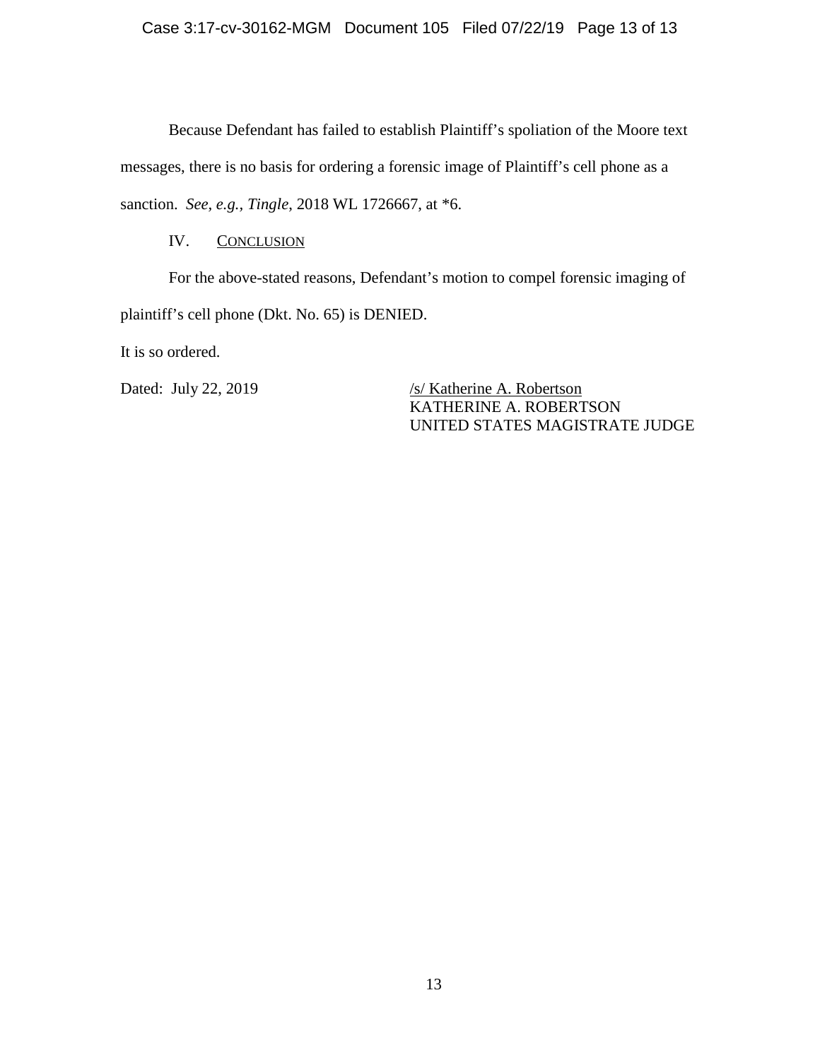Because Defendant has failed to establish Plaintiff's spoliation of the Moore text messages, there is no basis for ordering a forensic image of Plaintiff's cell phone as a sanction. *See, e.g., Tingle*, 2018 WL 1726667, at *6.

## IV. CONCLUSION

For the above-stated reasons, Defendant's motion to compel forensic imaging of plaintiff's cell phone (Dkt. No. 65) is DENIED.

It is so ordered.

Dated: July 22, 2019

/s/ Katherine A. Robertson
KATHERINE A. ROBERTSON
UNITED STATES MAGISTRATE JUDGE